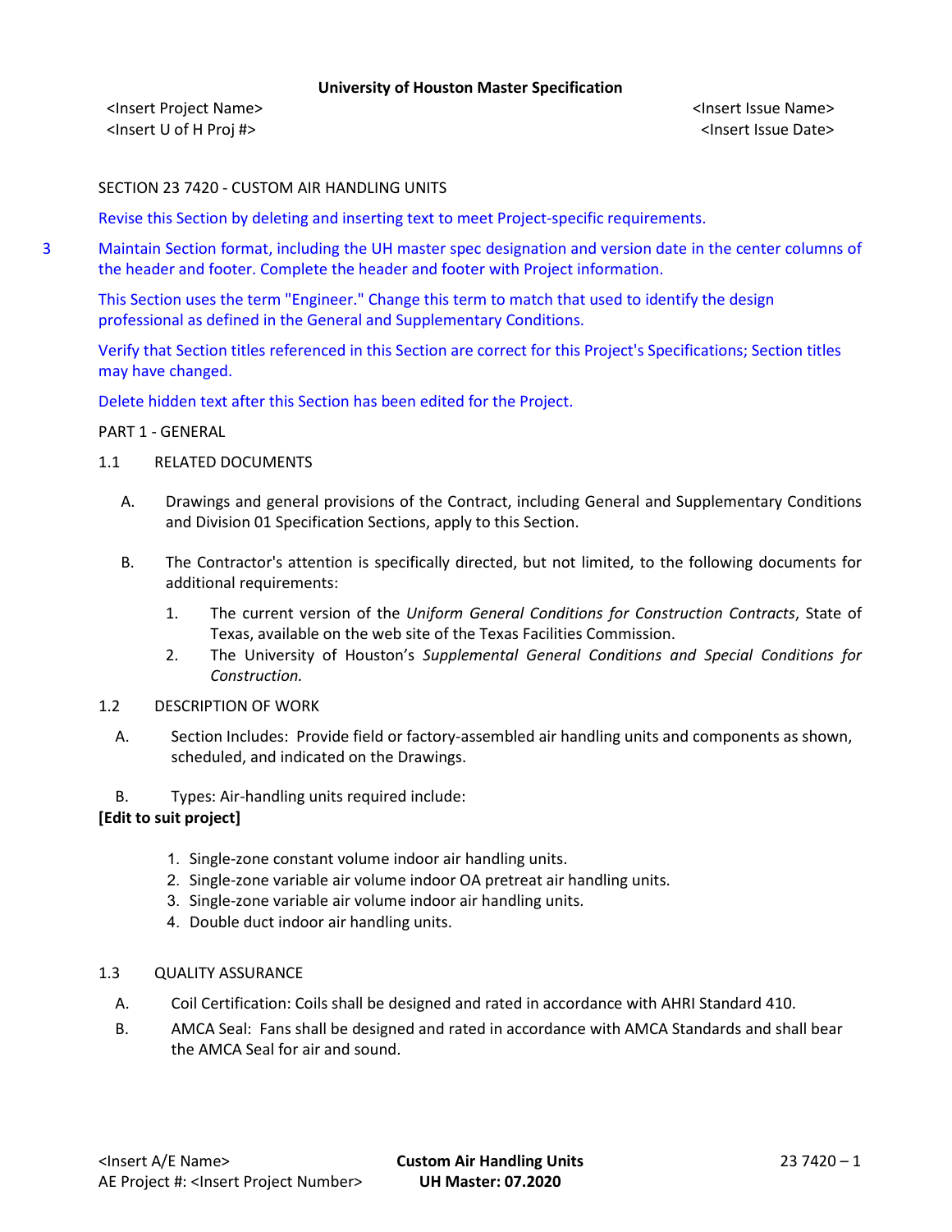SECTION 23 7420 - CUSTOM AIR HANDLING UNITS

Revise this Section by deleting and inserting text to meet Project-specific requirements.

Maintain Section format, including the UH master spec designation and version date in the center columns of the header and footer. Complete the header and footer with Project information.

This Section uses the term "Engineer." Change this term to match that used to identify the design professional as defined in the General and Supplementary Conditions.

Verify that Section titles referenced in this Section are correct for this Project's Specifications; Section titles may have changed.

Delete hidden text after this Section has been edited for the Project.

PART 1 - GENERAL

1.1 RELATED DOCUMENTS

A. Drawings and general provisions of the Contract, including General and Supplementary Conditions and Division 01 Specification Sections, apply to this Section.

B. The Contractor's attention is specifically directed, but not limited, to the following documents for additional requirements:

1. The current version of the *Uniform General Conditions for Construction Contracts*, State of Texas, available on the web site of the Texas Facilities Commission.
2. The University of Houston's *Supplemental General Conditions and Special Conditions for Construction.*

1.2 DESCRIPTION OF WORK

A. Section Includes: Provide field or factory-assembled air handling units and components as shown, scheduled, and indicated on the Drawings.

B. Types: Air-handling units required include:

**[Edit to suit project]**

1. Single-zone constant volume indoor air handling units.
2. Single-zone variable air volume indoor OA pretreat air handling units.
3. Single-zone variable air volume indoor air handling units.
4. Double duct indoor air handling units.

1.3 QUALITY ASSURANCE

A. Coil Certification: Coils shall be designed and rated in accordance with AHRI Standard 410.

B. AMCA Seal: Fans shall be designed and rated in accordance with AMCA Standards and shall bear the AMCA Seal for air and sound.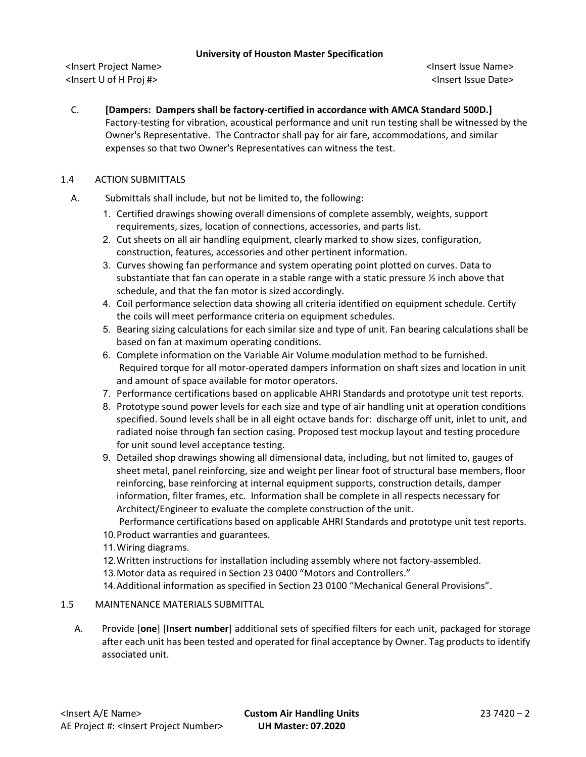C. **[Dampers: Dampers shall be factory-certified in accordance with AMCA Standard 500D.]** Factory-testing for vibration, acoustical performance and unit run testing shall be witnessed by the Owner's Representative. The Contractor shall pay for air fare, accommodations, and similar expenses so that two Owner's Representatives can witness the test.

## 1.4 ACTION SUBMITTALS

A. Submittals shall include, but not be limited to, the following:

1. Certified drawings showing overall dimensions of complete assembly, weights, support requirements, sizes, location of connections, accessories, and parts list.
2. Cut sheets on all air handling equipment, clearly marked to show sizes, configuration, construction, features, accessories and other pertinent information.
3. Curves showing fan performance and system operating point plotted on curves. Data to substantiate that fan can operate in a stable range with a static pressure ½ inch above that schedule, and that the fan motor is sized accordingly.
4. Coil performance selection data showing all criteria identified on equipment schedule. Certify the coils will meet performance criteria on equipment schedules.
5. Bearing sizing calculations for each similar size and type of unit. Fan bearing calculations shall be based on fan at maximum operating conditions.
6. Complete information on the Variable Air Volume modulation method to be furnished. Required torque for all motor-operated dampers information on shaft sizes and location in unit and amount of space available for motor operators.
7. Performance certifications based on applicable AHRI Standards and prototype unit test reports.
8. Prototype sound power levels for each size and type of air handling unit at operation conditions specified. Sound levels shall be in all eight octave bands for: discharge off unit, inlet to unit, and radiated noise through fan section casing. Proposed test mockup layout and testing procedure for unit sound level acceptance testing.
9. Detailed shop drawings showing all dimensional data, including, but not limited to, gauges of sheet metal, panel reinforcing, size and weight per linear foot of structural base members, floor reinforcing, base reinforcing at internal equipment supports, construction details, damper information, filter frames, etc. Information shall be complete in all respects necessary for Architect/Engineer to evaluate the complete construction of the unit.
   Performance certifications based on applicable AHRI Standards and prototype unit test reports.
10. Product warranties and guarantees.
11. Wiring diagrams.
12. Written instructions for installation including assembly where not factory-assembled.
13. Motor data as required in Section 23 0400 "Motors and Controllers."
14. Additional information as specified in Section 23 0100 "Mechanical General Provisions".

## 1.5 MAINTENANCE MATERIALS SUBMITTAL

A. Provide [**one**] [**Insert number**] additional sets of specified filters for each unit, packaged for storage after each unit has been tested and operated for final acceptance by Owner. Tag products to identify associated unit.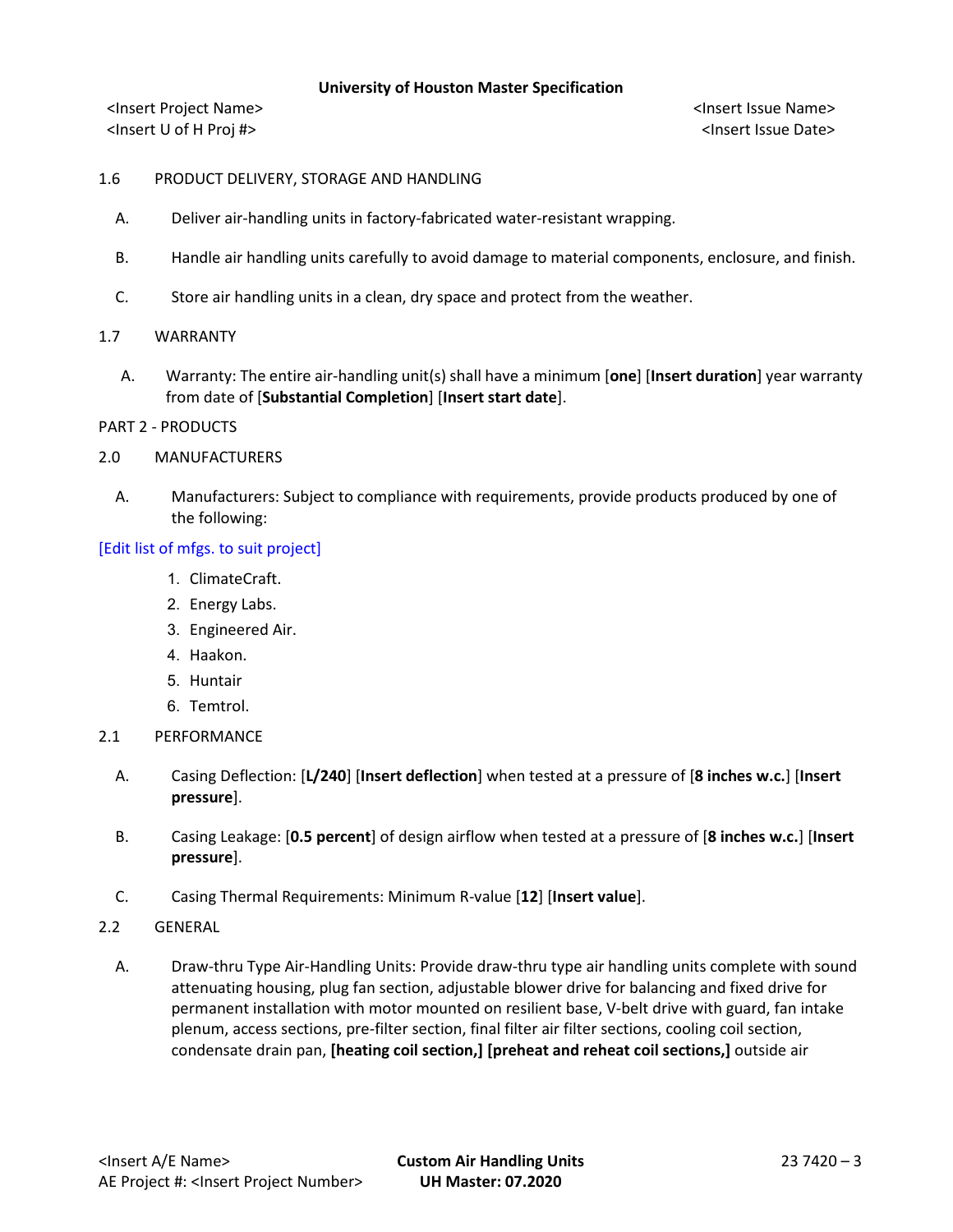1.6 PRODUCT DELIVERY, STORAGE AND HANDLING

A. Deliver air-handling units in factory-fabricated water-resistant wrapping.

B. Handle air handling units carefully to avoid damage to material components, enclosure, and finish.

C. Store air handling units in a clean, dry space and protect from the weather.

1.7 WARRANTY

A. Warranty: The entire air-handling unit(s) shall have a minimum [**one**] [**Insert duration**] year warranty from date of [**Substantial Completion**] [**Insert start date**].

PART 2 - PRODUCTS

2.0 MANUFACTURERS

A. Manufacturers: Subject to compliance with requirements, provide products produced by one of the following:

[Edit list of mfgs. to suit project]

1. ClimateCraft.
2. Energy Labs.
3. Engineered Air.
4. Haakon.
5. Huntair
6. Temtrol.

2.1 PERFORMANCE

A. Casing Deflection: [**L/240**] [**Insert deflection**] when tested at a pressure of [**8 inches w.c.**] [**Insert pressure**].

B. Casing Leakage: [**0.5 percent**] of design airflow when tested at a pressure of [**8 inches w.c.**] [**Insert pressure**].

C. Casing Thermal Requirements: Minimum R-value [**12**] [**Insert value**].

2.2 GENERAL

A. Draw-thru Type Air-Handling Units: Provide draw-thru type air handling units complete with sound attenuating housing, plug fan section, adjustable blower drive for balancing and fixed drive for permanent installation with motor mounted on resilient base, V-belt drive with guard, fan intake plenum, access sections, pre-filter section, final filter air filter sections, cooling coil section, condensate drain pan, **[heating coil section,] [preheat and reheat coil sections,]** outside air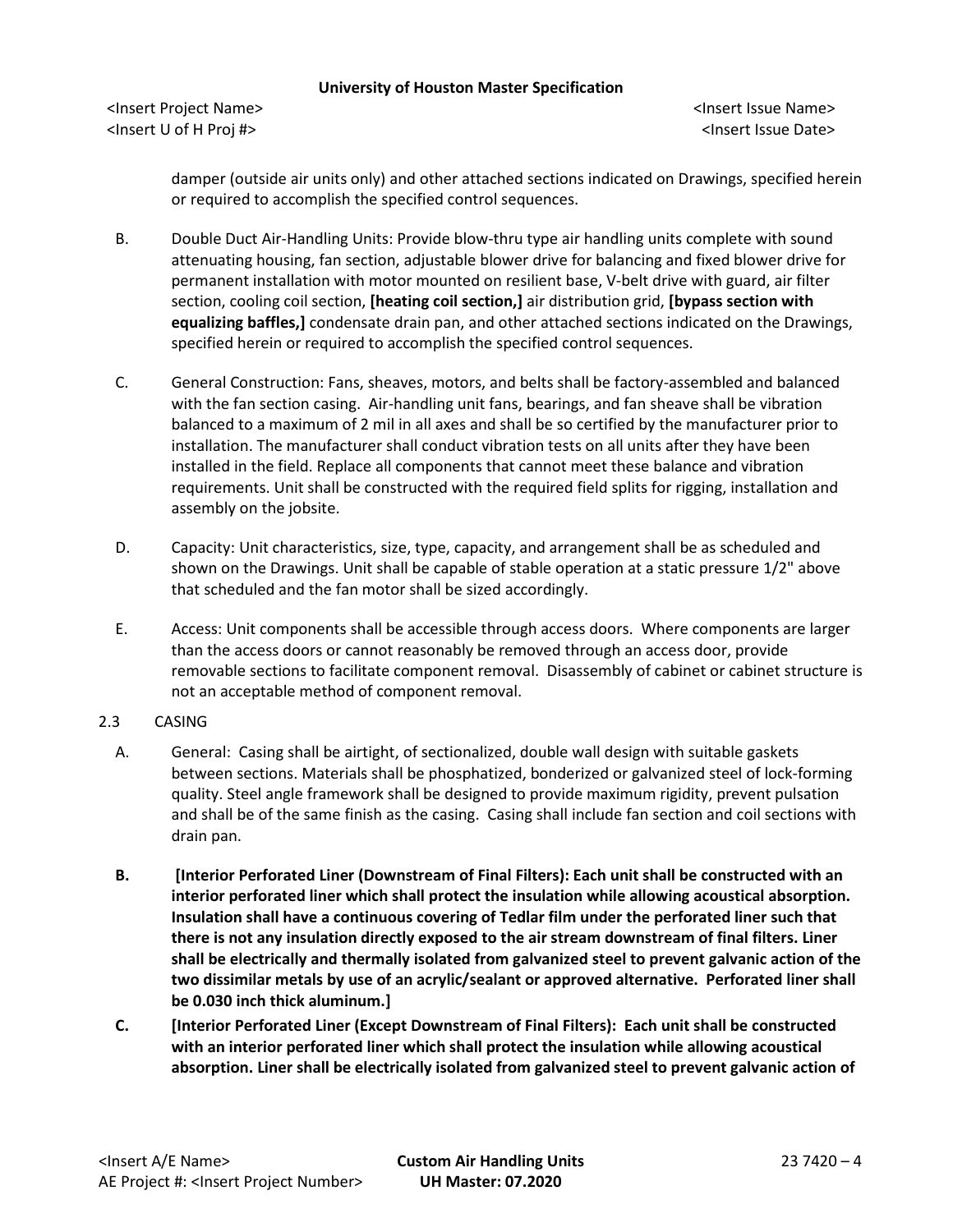damper (outside air units only) and other attached sections indicated on Drawings, specified herein or required to accomplish the specified control sequences.

B. Double Duct Air-Handling Units: Provide blow-thru type air handling units complete with sound attenuating housing, fan section, adjustable blower drive for balancing and fixed blower drive for permanent installation with motor mounted on resilient base, V-belt drive with guard, air filter section, cooling coil section, **[heating coil section,]** air distribution grid, **[bypass section with equalizing baffles,]** condensate drain pan, and other attached sections indicated on the Drawings, specified herein or required to accomplish the specified control sequences.

C. General Construction: Fans, sheaves, motors, and belts shall be factory-assembled and balanced with the fan section casing. Air-handling unit fans, bearings, and fan sheave shall be vibration balanced to a maximum of 2 mil in all axes and shall be so certified by the manufacturer prior to installation. The manufacturer shall conduct vibration tests on all units after they have been installed in the field. Replace all components that cannot meet these balance and vibration requirements. Unit shall be constructed with the required field splits for rigging, installation and assembly on the jobsite.

D. Capacity: Unit characteristics, size, type, capacity, and arrangement shall be as scheduled and shown on the Drawings. Unit shall be capable of stable operation at a static pressure 1/2" above that scheduled and the fan motor shall be sized accordingly.

E. Access: Unit components shall be accessible through access doors. Where components are larger than the access doors or cannot reasonably be removed through an access door, provide removable sections to facilitate component removal. Disassembly of cabinet or cabinet structure is not an acceptable method of component removal.

2.3 CASING

A. General: Casing shall be airtight, of sectionalized, double wall design with suitable gaskets between sections. Materials shall be phosphatized, bonderized or galvanized steel of lock-forming quality. Steel angle framework shall be designed to provide maximum rigidity, prevent pulsation and shall be of the same finish as the casing. Casing shall include fan section and coil sections with drain pan.

**B. [Interior Perforated Liner (Downstream of Final Filters): Each unit shall be constructed with an interior perforated liner which shall protect the insulation while allowing acoustical absorption. Insulation shall have a continuous covering of Tedlar film under the perforated liner such that there is not any insulation directly exposed to the air stream downstream of final filters. Liner shall be electrically and thermally isolated from galvanized steel to prevent galvanic action of the two dissimilar metals by use of an acrylic/sealant or approved alternative. Perforated liner shall be 0.030 inch thick aluminum.]**

**C. [Interior Perforated Liner (Except Downstream of Final Filters): Each unit shall be constructed with an interior perforated liner which shall protect the insulation while allowing acoustical absorption. Liner shall be electrically isolated from galvanized steel to prevent galvanic action of**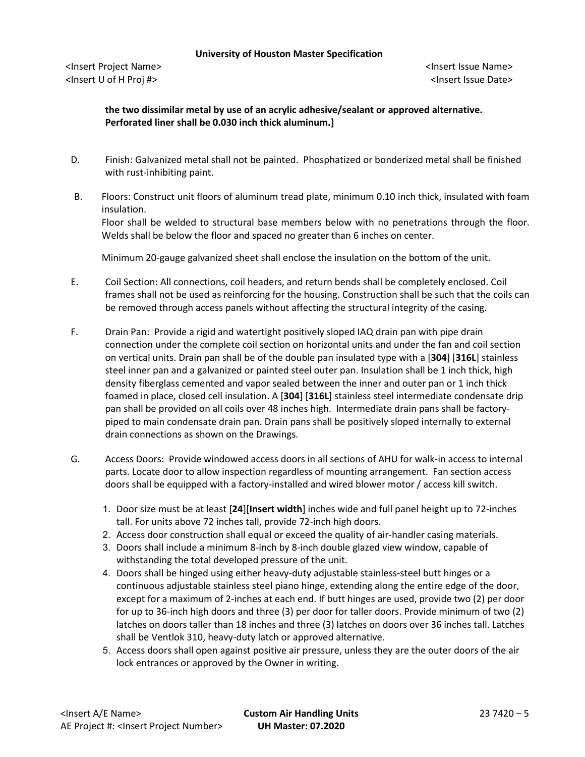**the two dissimilar metal by use of an acrylic adhesive/sealant or approved alternative. Perforated liner shall be 0.030 inch thick aluminum.]**

D. Finish: Galvanized metal shall not be painted. Phosphatized or bonderized metal shall be finished with rust-inhibiting paint.

B. Floors: Construct unit floors of aluminum tread plate, minimum 0.10 inch thick, insulated with foam insulation.
Floor shall be welded to structural base members below with no penetrations through the floor. Welds shall be below the floor and spaced no greater than 6 inches on center.

Minimum 20-gauge galvanized sheet shall enclose the insulation on the bottom of the unit.

E. Coil Section: All connections, coil headers, and return bends shall be completely enclosed. Coil frames shall not be used as reinforcing for the housing. Construction shall be such that the coils can be removed through access panels without affecting the structural integrity of the casing.

F. Drain Pan: Provide a rigid and watertight positively sloped IAQ drain pan with pipe drain connection under the complete coil section on horizontal units and under the fan and coil section on vertical units. Drain pan shall be of the double pan insulated type with a [**304**] [**316L**] stainless steel inner pan and a galvanized or painted steel outer pan. Insulation shall be 1 inch thick, high density fiberglass cemented and vapor sealed between the inner and outer pan or 1 inch thick foamed in place, closed cell insulation. A [**304**] [**316L**] stainless steel intermediate condensate drip pan shall be provided on all coils over 48 inches high. Intermediate drain pans shall be factory-piped to main condensate drain pan. Drain pans shall be positively sloped internally to external drain connections as shown on the Drawings.

G. Access Doors: Provide windowed access doors in all sections of AHU for walk-in access to internal parts. Locate door to allow inspection regardless of mounting arrangement. Fan section access doors shall be equipped with a factory-installed and wired blower motor / access kill switch.

1. Door size must be at least [**24**][**Insert width**] inches wide and full panel height up to 72-inches tall. For units above 72 inches tall, provide 72-inch high doors.
2. Access door construction shall equal or exceed the quality of air-handler casing materials.
3. Doors shall include a minimum 8-inch by 8-inch double glazed view window, capable of withstanding the total developed pressure of the unit.
4. Doors shall be hinged using either heavy-duty adjustable stainless-steel butt hinges or a continuous adjustable stainless steel piano hinge, extending along the entire edge of the door, except for a maximum of 2-inches at each end. If butt hinges are used, provide two (2) per door for up to 36-inch high doors and three (3) per door for taller doors. Provide minimum of two (2) latches on doors taller than 18 inches and three (3) latches on doors over 36 inches tall. Latches shall be Ventlok 310, heavy-duty latch or approved alternative.
5. Access doors shall open against positive air pressure, unless they are the outer doors of the air lock entrances or approved by the Owner in writing.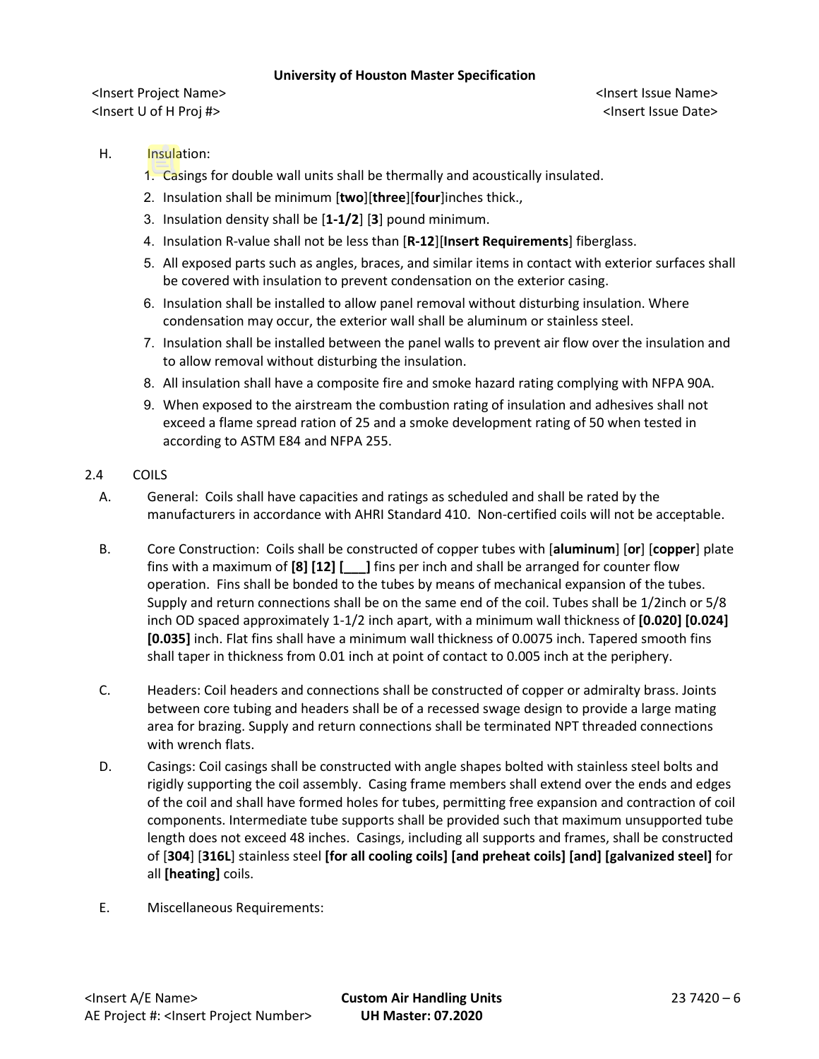H. Insulation:

1. Casings for double wall units shall be thermally and acoustically insulated.
2. Insulation shall be minimum [**two**][**three**][**four**]inches thick.,
3. Insulation density shall be [**1-1/2**] [**3**] pound minimum.
4. Insulation R-value shall not be less than [**R-12**][**Insert Requirements**] fiberglass.
5. All exposed parts such as angles, braces, and similar items in contact with exterior surfaces shall be covered with insulation to prevent condensation on the exterior casing.
6. Insulation shall be installed to allow panel removal without disturbing insulation. Where condensation may occur, the exterior wall shall be aluminum or stainless steel.
7. Insulation shall be installed between the panel walls to prevent air flow over the insulation and to allow removal without disturbing the insulation.
8. All insulation shall have a composite fire and smoke hazard rating complying with NFPA 90A.
9. When exposed to the airstream the combustion rating of insulation and adhesives shall not exceed a flame spread ration of 25 and a smoke development rating of 50 when tested in according to ASTM E84 and NFPA 255.

## 2.4 COILS

A. General: Coils shall have capacities and ratings as scheduled and shall be rated by the manufacturers in accordance with AHRI Standard 410. Non-certified coils will not be acceptable.

B. Core Construction: Coils shall be constructed of copper tubes with [**aluminum**] [**or**] [**copper**] plate fins with a maximum of **[8] [12] [___]** fins per inch and shall be arranged for counter flow operation. Fins shall be bonded to the tubes by means of mechanical expansion of the tubes. Supply and return connections shall be on the same end of the coil. Tubes shall be 1/2inch or 5/8 inch OD spaced approximately 1-1/2 inch apart, with a minimum wall thickness of **[0.020] [0.024] [0.035]** inch. Flat fins shall have a minimum wall thickness of 0.0075 inch. Tapered smooth fins shall taper in thickness from 0.01 inch at point of contact to 0.005 inch at the periphery.

C. Headers: Coil headers and connections shall be constructed of copper or admiralty brass. Joints between core tubing and headers shall be of a recessed swage design to provide a large mating area for brazing. Supply and return connections shall be terminated NPT threaded connections with wrench flats.

D. Casings: Coil casings shall be constructed with angle shapes bolted with stainless steel bolts and rigidly supporting the coil assembly. Casing frame members shall extend over the ends and edges of the coil and shall have formed holes for tubes, permitting free expansion and contraction of coil components. Intermediate tube supports shall be provided such that maximum unsupported tube length does not exceed 48 inches. Casings, including all supports and frames, shall be constructed of [**304**] [**316L**] stainless steel **[for all cooling coils] [and preheat coils] [and] [galvanized steel]** for all **[heating]** coils.

E. Miscellaneous Requirements: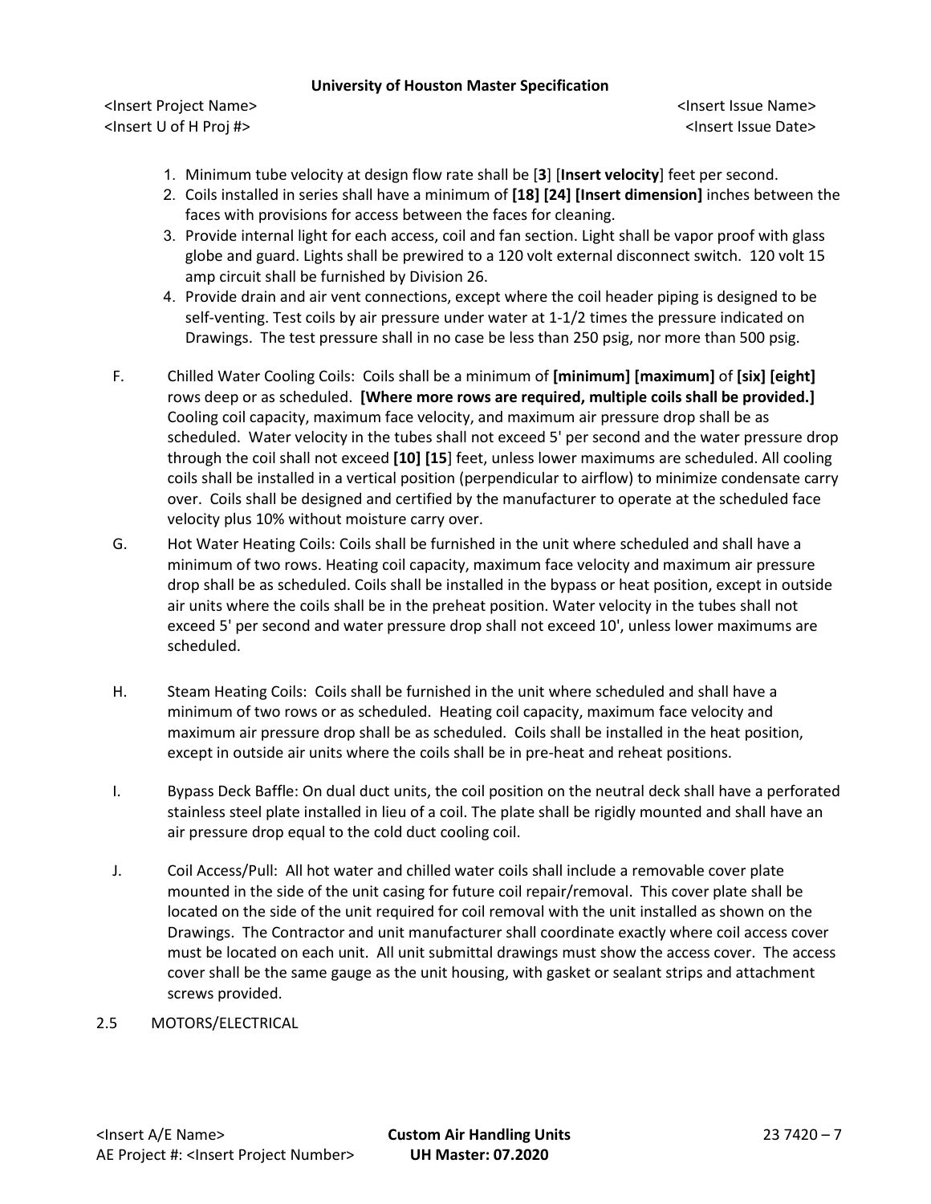1. Minimum tube velocity at design flow rate shall be [**3**] [**Insert velocity**] feet per second.
2. Coils installed in series shall have a minimum of **[18] [24] [Insert dimension]** inches between the faces with provisions for access between the faces for cleaning.
3. Provide internal light for each access, coil and fan section. Light shall be vapor proof with glass globe and guard. Lights shall be prewired to a 120 volt external disconnect switch. 120 volt 15 amp circuit shall be furnished by Division 26.
4. Provide drain and air vent connections, except where the coil header piping is designed to be self-venting. Test coils by air pressure under water at 1-1/2 times the pressure indicated on Drawings. The test pressure shall in no case be less than 250 psig, nor more than 500 psig.

F. Chilled Water Cooling Coils: Coils shall be a minimum of **[minimum] [maximum]** of **[six] [eight]** rows deep or as scheduled. **[Where more rows are required, multiple coils shall be provided.]** Cooling coil capacity, maximum face velocity, and maximum air pressure drop shall be as scheduled. Water velocity in the tubes shall not exceed 5' per second and the water pressure drop through the coil shall not exceed **[10] [15**] feet, unless lower maximums are scheduled. All cooling coils shall be installed in a vertical position (perpendicular to airflow) to minimize condensate carry over. Coils shall be designed and certified by the manufacturer to operate at the scheduled face velocity plus 10% without moisture carry over.

G. Hot Water Heating Coils: Coils shall be furnished in the unit where scheduled and shall have a minimum of two rows. Heating coil capacity, maximum face velocity and maximum air pressure drop shall be as scheduled. Coils shall be installed in the bypass or heat position, except in outside air units where the coils shall be in the preheat position. Water velocity in the tubes shall not exceed 5' per second and water pressure drop shall not exceed 10', unless lower maximums are scheduled.

H. Steam Heating Coils: Coils shall be furnished in the unit where scheduled and shall have a minimum of two rows or as scheduled. Heating coil capacity, maximum face velocity and maximum air pressure drop shall be as scheduled. Coils shall be installed in the heat position, except in outside air units where the coils shall be in pre-heat and reheat positions.

I. Bypass Deck Baffle: On dual duct units, the coil position on the neutral deck shall have a perforated stainless steel plate installed in lieu of a coil. The plate shall be rigidly mounted and shall have an air pressure drop equal to the cold duct cooling coil.

J. Coil Access/Pull: All hot water and chilled water coils shall include a removable cover plate mounted in the side of the unit casing for future coil repair/removal. This cover plate shall be located on the side of the unit required for coil removal with the unit installed as shown on the Drawings. The Contractor and unit manufacturer shall coordinate exactly where coil access cover must be located on each unit. All unit submittal drawings must show the access cover. The access cover shall be the same gauge as the unit housing, with gasket or sealant strips and attachment screws provided.

## 2.5 MOTORS/ELECTRICAL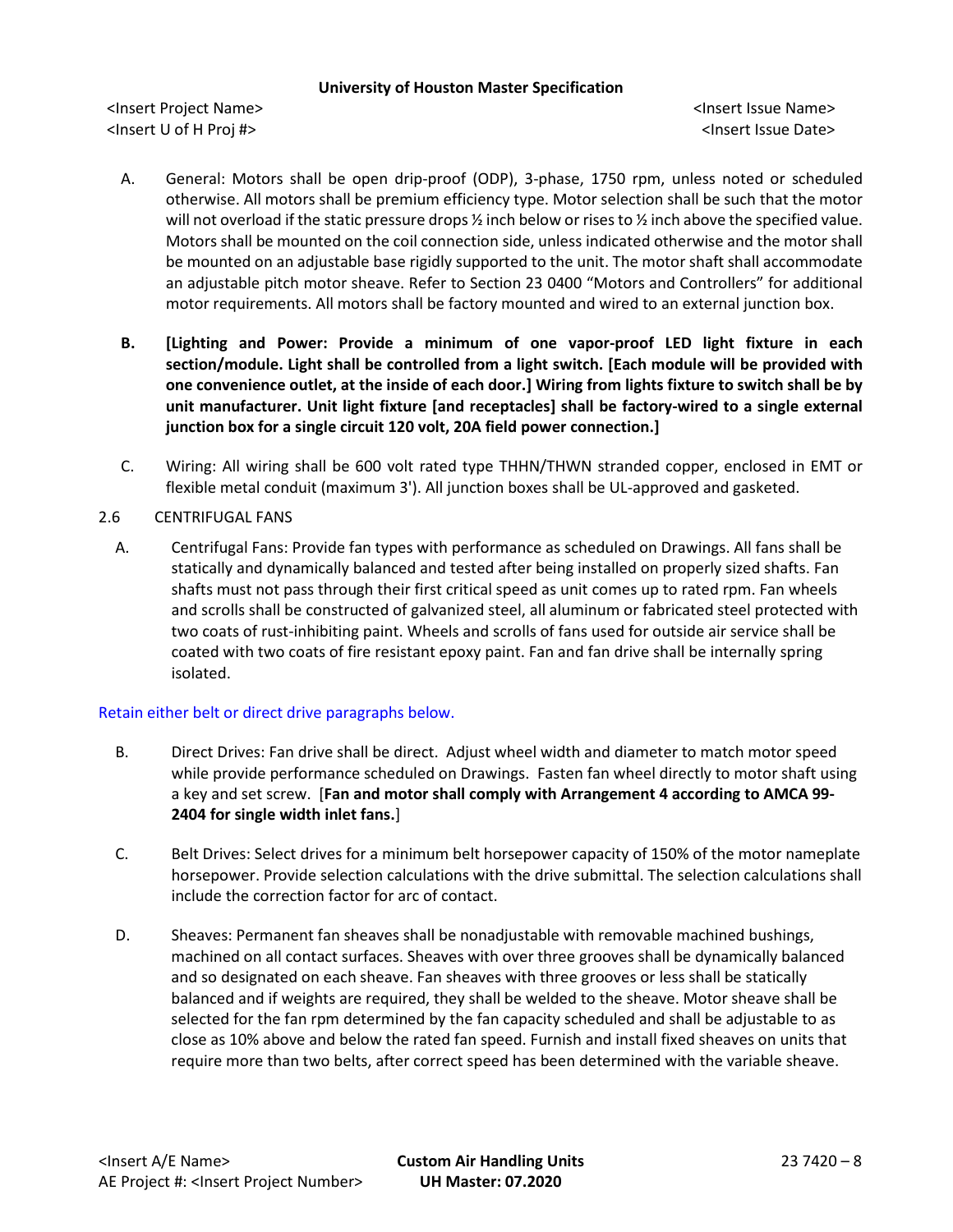A. General: Motors shall be open drip-proof (ODP), 3-phase, 1750 rpm, unless noted or scheduled otherwise. All motors shall be premium efficiency type. Motor selection shall be such that the motor will not overload if the static pressure drops ½ inch below or rises to ½ inch above the specified value. Motors shall be mounted on the coil connection side, unless indicated otherwise and the motor shall be mounted on an adjustable base rigidly supported to the unit. The motor shaft shall accommodate an adjustable pitch motor sheave. Refer to Section 23 0400 "Motors and Controllers" for additional motor requirements. All motors shall be factory mounted and wired to an external junction box.

**B. [Lighting and Power: Provide a minimum of one vapor-proof LED light fixture in each section/module. Light shall be controlled from a light switch. [Each module will be provided with one convenience outlet, at the inside of each door.] Wiring from lights fixture to switch shall be by unit manufacturer. Unit light fixture [and receptacles] shall be factory-wired to a single external junction box for a single circuit 120 volt, 20A field power connection.]**

C. Wiring: All wiring shall be 600 volt rated type THHN/THWN stranded copper, enclosed in EMT or flexible metal conduit (maximum 3'). All junction boxes shall be UL-approved and gasketed.

## 2.6 CENTRIFUGAL FANS

A. Centrifugal Fans: Provide fan types with performance as scheduled on Drawings. All fans shall be statically and dynamically balanced and tested after being installed on properly sized shafts. Fan shafts must not pass through their first critical speed as unit comes up to rated rpm. Fan wheels and scrolls shall be constructed of galvanized steel, all aluminum or fabricated steel protected with two coats of rust-inhibiting paint. Wheels and scrolls of fans used for outside air service shall be coated with two coats of fire resistant epoxy paint. Fan and fan drive shall be internally spring isolated.

Retain either belt or direct drive paragraphs below.

B. Direct Drives: Fan drive shall be direct. Adjust wheel width and diameter to match motor speed while provide performance scheduled on Drawings. Fasten fan wheel directly to motor shaft using a key and set screw. [**Fan and motor shall comply with Arrangement 4 according to AMCA 99-2404 for single width inlet fans.**]

C. Belt Drives: Select drives for a minimum belt horsepower capacity of 150% of the motor nameplate horsepower. Provide selection calculations with the drive submittal. The selection calculations shall include the correction factor for arc of contact.

D. Sheaves: Permanent fan sheaves shall be nonadjustable with removable machined bushings, machined on all contact surfaces. Sheaves with over three grooves shall be dynamically balanced and so designated on each sheave. Fan sheaves with three grooves or less shall be statically balanced and if weights are required, they shall be welded to the sheave. Motor sheave shall be selected for the fan rpm determined by the fan capacity scheduled and shall be adjustable to as close as 10% above and below the rated fan speed. Furnish and install fixed sheaves on units that require more than two belts, after correct speed has been determined with the variable sheave.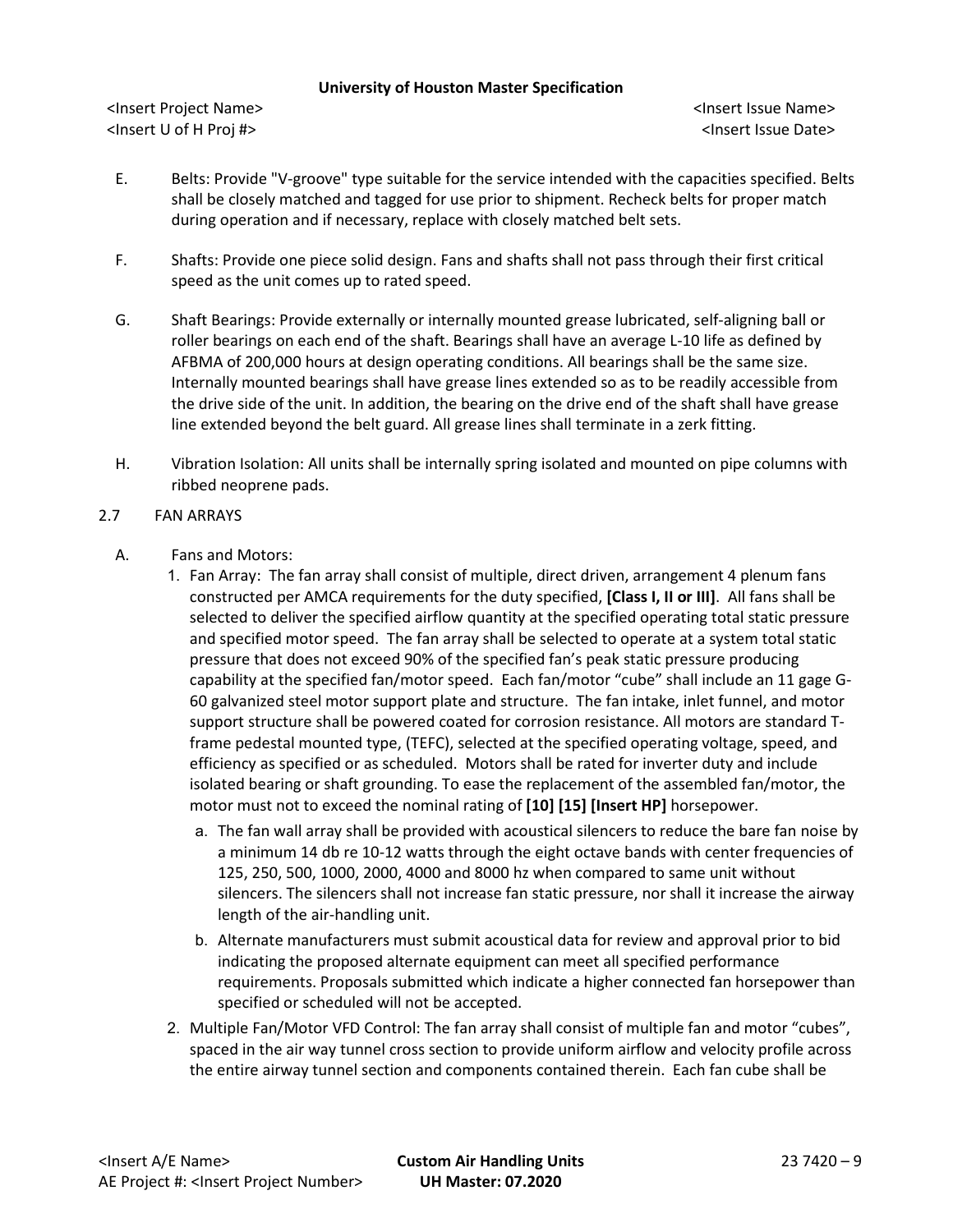E. Belts: Provide "V-groove" type suitable for the service intended with the capacities specified. Belts shall be closely matched and tagged for use prior to shipment. Recheck belts for proper match during operation and if necessary, replace with closely matched belt sets.

F. Shafts: Provide one piece solid design. Fans and shafts shall not pass through their first critical speed as the unit comes up to rated speed.

G. Shaft Bearings: Provide externally or internally mounted grease lubricated, self-aligning ball or roller bearings on each end of the shaft. Bearings shall have an average L-10 life as defined by AFBMA of 200,000 hours at design operating conditions. All bearings shall be the same size. Internally mounted bearings shall have grease lines extended so as to be readily accessible from the drive side of the unit. In addition, the bearing on the drive end of the shaft shall have grease line extended beyond the belt guard. All grease lines shall terminate in a zerk fitting.

H. Vibration Isolation: All units shall be internally spring isolated and mounted on pipe columns with ribbed neoprene pads.

2.7 FAN ARRAYS

A. Fans and Motors:

1. Fan Array: The fan array shall consist of multiple, direct driven, arrangement 4 plenum fans constructed per AMCA requirements for the duty specified, **[Class I, II or III]**. All fans shall be selected to deliver the specified airflow quantity at the specified operating total static pressure and specified motor speed. The fan array shall be selected to operate at a system total static pressure that does not exceed 90% of the specified fan's peak static pressure producing capability at the specified fan/motor speed. Each fan/motor "cube" shall include an 11 gage G-60 galvanized steel motor support plate and structure. The fan intake, inlet funnel, and motor support structure shall be powered coated for corrosion resistance. All motors are standard T-frame pedestal mounted type, (TEFC), selected at the specified operating voltage, speed, and efficiency as specified or as scheduled. Motors shall be rated for inverter duty and include isolated bearing or shaft grounding. To ease the replacement of the assembled fan/motor, the motor must not to exceed the nominal rating of **[10] [15] [Insert HP]** horsepower.

   a. The fan wall array shall be provided with acoustical silencers to reduce the bare fan noise by a minimum 14 db re 10-12 watts through the eight octave bands with center frequencies of 125, 250, 500, 1000, 2000, 4000 and 8000 hz when compared to same unit without silencers. The silencers shall not increase fan static pressure, nor shall it increase the airway length of the air-handling unit.

   b. Alternate manufacturers must submit acoustical data for review and approval prior to bid indicating the proposed alternate equipment can meet all specified performance requirements. Proposals submitted which indicate a higher connected fan horsepower than specified or scheduled will not be accepted.

2. Multiple Fan/Motor VFD Control: The fan array shall consist of multiple fan and motor "cubes", spaced in the air way tunnel cross section to provide uniform airflow and velocity profile across the entire airway tunnel section and components contained therein. Each fan cube shall be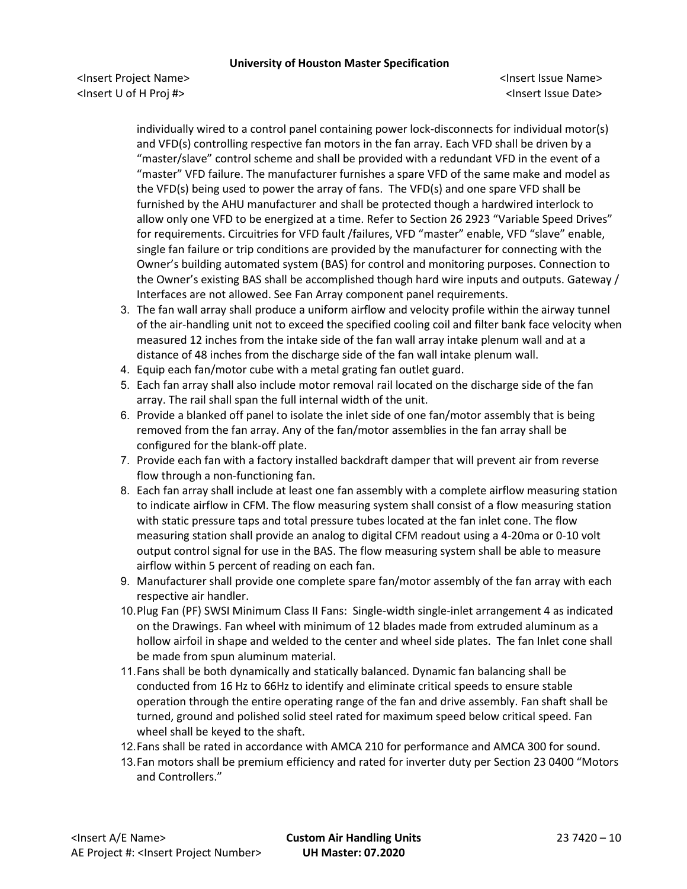individually wired to a control panel containing power lock-disconnects for individual motor(s) and VFD(s) controlling respective fan motors in the fan array. Each VFD shall be driven by a "master/slave" control scheme and shall be provided with a redundant VFD in the event of a "master" VFD failure. The manufacturer furnishes a spare VFD of the same make and model as the VFD(s) being used to power the array of fans. The VFD(s) and one spare VFD shall be furnished by the AHU manufacturer and shall be protected though a hardwired interlock to allow only one VFD to be energized at a time. Refer to Section 26 2923 "Variable Speed Drives" for requirements. Circuitries for VFD fault /failures, VFD "master" enable, VFD "slave" enable, single fan failure or trip conditions are provided by the manufacturer for connecting with the Owner's building automated system (BAS) for control and monitoring purposes. Connection to the Owner's existing BAS shall be accomplished though hard wire inputs and outputs. Gateway / Interfaces are not allowed. See Fan Array component panel requirements.

3. The fan wall array shall produce a uniform airflow and velocity profile within the airway tunnel of the air-handling unit not to exceed the specified cooling coil and filter bank face velocity when measured 12 inches from the intake side of the fan wall array intake plenum wall and at a distance of 48 inches from the discharge side of the fan wall intake plenum wall.
4. Equip each fan/motor cube with a metal grating fan outlet guard.
5. Each fan array shall also include motor removal rail located on the discharge side of the fan array. The rail shall span the full internal width of the unit.
6. Provide a blanked off panel to isolate the inlet side of one fan/motor assembly that is being removed from the fan array. Any of the fan/motor assemblies in the fan array shall be configured for the blank-off plate.
7. Provide each fan with a factory installed backdraft damper that will prevent air from reverse flow through a non-functioning fan.
8. Each fan array shall include at least one fan assembly with a complete airflow measuring station to indicate airflow in CFM. The flow measuring system shall consist of a flow measuring station with static pressure taps and total pressure tubes located at the fan inlet cone. The flow measuring station shall provide an analog to digital CFM readout using a 4-20ma or 0-10 volt output control signal for use in the BAS. The flow measuring system shall be able to measure airflow within 5 percent of reading on each fan.
9. Manufacturer shall provide one complete spare fan/motor assembly of the fan array with each respective air handler.
10. Plug Fan (PF) SWSI Minimum Class II Fans: Single-width single-inlet arrangement 4 as indicated on the Drawings. Fan wheel with minimum of 12 blades made from extruded aluminum as a hollow airfoil in shape and welded to the center and wheel side plates. The fan Inlet cone shall be made from spun aluminum material.
11. Fans shall be both dynamically and statically balanced. Dynamic fan balancing shall be conducted from 16 Hz to 66Hz to identify and eliminate critical speeds to ensure stable operation through the entire operating range of the fan and drive assembly. Fan shaft shall be turned, ground and polished solid steel rated for maximum speed below critical speed. Fan wheel shall be keyed to the shaft.
12. Fans shall be rated in accordance with AMCA 210 for performance and AMCA 300 for sound.
13. Fan motors shall be premium efficiency and rated for inverter duty per Section 23 0400 "Motors and Controllers."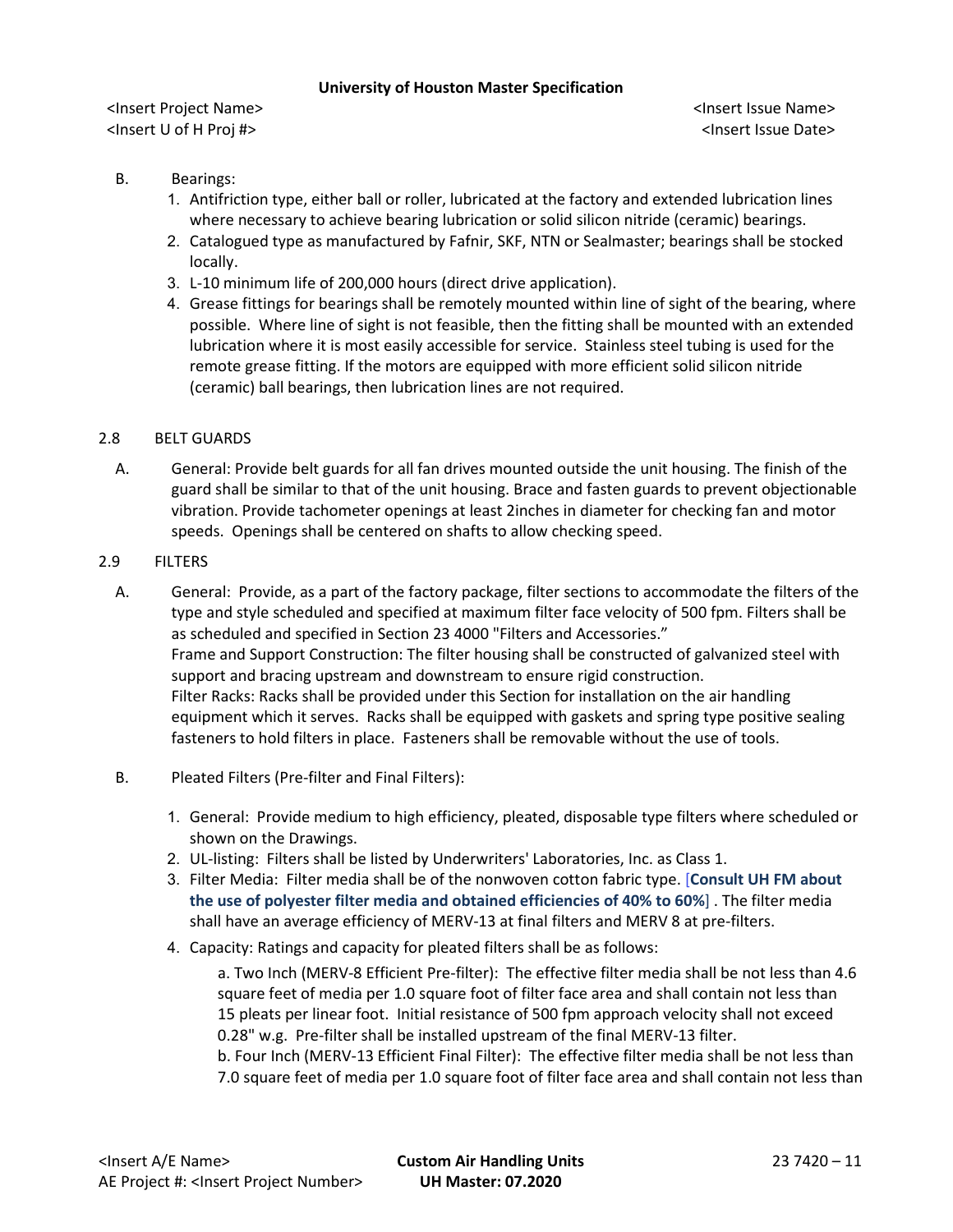B. Bearings:

1. Antifriction type, either ball or roller, lubricated at the factory and extended lubrication lines where necessary to achieve bearing lubrication or solid silicon nitride (ceramic) bearings.
2. Catalogued type as manufactured by Fafnir, SKF, NTN or Sealmaster; bearings shall be stocked locally.
3. L-10 minimum life of 200,000 hours (direct drive application).
4. Grease fittings for bearings shall be remotely mounted within line of sight of the bearing, where possible. Where line of sight is not feasible, then the fitting shall be mounted with an extended lubrication where it is most easily accessible for service. Stainless steel tubing is used for the remote grease fitting. If the motors are equipped with more efficient solid silicon nitride (ceramic) ball bearings, then lubrication lines are not required.

## 2.8 BELT GUARDS

A. General: Provide belt guards for all fan drives mounted outside the unit housing. The finish of the guard shall be similar to that of the unit housing. Brace and fasten guards to prevent objectionable vibration. Provide tachometer openings at least 2inches in diameter for checking fan and motor speeds. Openings shall be centered on shafts to allow checking speed.

## 2.9 FILTERS

A. General: Provide, as a part of the factory package, filter sections to accommodate the filters of the type and style scheduled and specified at maximum filter face velocity of 500 fpm. Filters shall be as scheduled and specified in Section 23 4000 "Filters and Accessories."
Frame and Support Construction: The filter housing shall be constructed of galvanized steel with support and bracing upstream and downstream to ensure rigid construction.
Filter Racks: Racks shall be provided under this Section for installation on the air handling equipment which it serves. Racks shall be equipped with gaskets and spring type positive sealing fasteners to hold filters in place. Fasteners shall be removable without the use of tools.

B. Pleated Filters (Pre-filter and Final Filters):

1. General: Provide medium to high efficiency, pleated, disposable type filters where scheduled or shown on the Drawings.
2. UL-listing: Filters shall be listed by Underwriters' Laboratories, Inc. as Class 1.
3. Filter Media: Filter media shall be of the nonwoven cotton fabric type. [**Consult UH FM about the use of polyester filter media and obtained efficiencies of 40% to 60%**] . The filter media shall have an average efficiency of MERV-13 at final filters and MERV 8 at pre-filters.
4. Capacity: Ratings and capacity for pleated filters shall be as follows:

   a. Two Inch (MERV-8 Efficient Pre-filter): The effective filter media shall be not less than 4.6 square feet of media per 1.0 square foot of filter face area and shall contain not less than 15 pleats per linear foot. Initial resistance of 500 fpm approach velocity shall not exceed 0.28" w.g. Pre-filter shall be installed upstream of the final MERV-13 filter.
   b. Four Inch (MERV-13 Efficient Final Filter): The effective filter media shall be not less than 7.0 square feet of media per 1.0 square foot of filter face area and shall contain not less than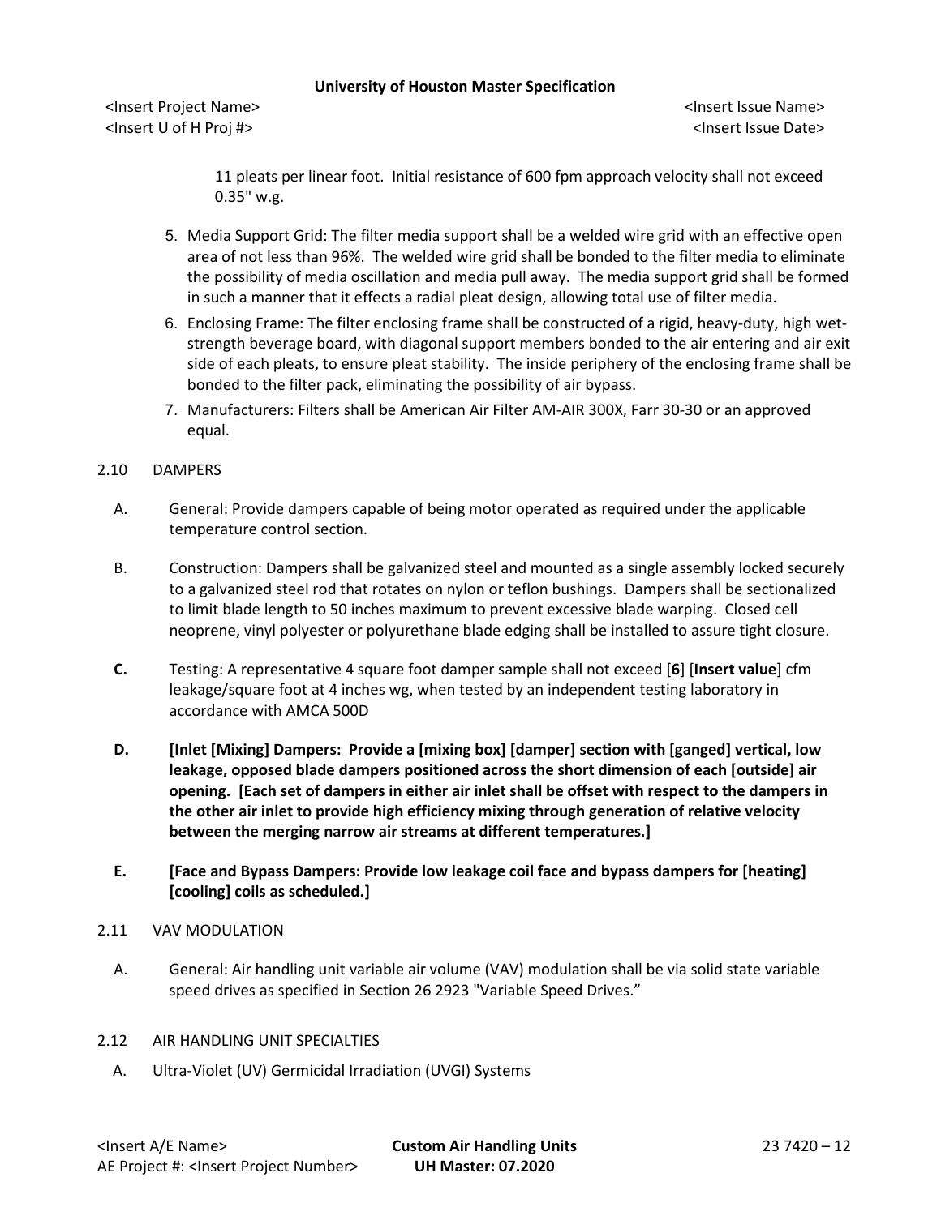11 pleats per linear foot. Initial resistance of 600 fpm approach velocity shall not exceed 0.35" w.g.

5. Media Support Grid: The filter media support shall be a welded wire grid with an effective open area of not less than 96%. The welded wire grid shall be bonded to the filter media to eliminate the possibility of media oscillation and media pull away. The media support grid shall be formed in such a manner that it effects a radial pleat design, allowing total use of filter media.
6. Enclosing Frame: The filter enclosing frame shall be constructed of a rigid, heavy-duty, high wet-strength beverage board, with diagonal support members bonded to the air entering and air exit side of each pleats, to ensure pleat stability. The inside periphery of the enclosing frame shall be bonded to the filter pack, eliminating the possibility of air bypass.
7. Manufacturers: Filters shall be American Air Filter AM-AIR 300X, Farr 30-30 or an approved equal.

## 2.10 DAMPERS

A. General: Provide dampers capable of being motor operated as required under the applicable temperature control section.

B. Construction: Dampers shall be galvanized steel and mounted as a single assembly locked securely to a galvanized steel rod that rotates on nylon or teflon bushings. Dampers shall be sectionalized to limit blade length to 50 inches maximum to prevent excessive blade warping. Closed cell neoprene, vinyl polyester or polyurethane blade edging shall be installed to assure tight closure.

**C.** Testing: A representative 4 square foot damper sample shall not exceed [**6**] [**Insert value**] cfm leakage/square foot at 4 inches wg, when tested by an independent testing laboratory in accordance with AMCA 500D

**D. [Inlet [Mixing] Dampers: Provide a [mixing box] [damper] section with [ganged] vertical, low leakage, opposed blade dampers positioned across the short dimension of each [outside] air opening. [Each set of dampers in either air inlet shall be offset with respect to the dampers in the other air inlet to provide high efficiency mixing through generation of relative velocity between the merging narrow air streams at different temperatures.]**

**E. [Face and Bypass Dampers: Provide low leakage coil face and bypass dampers for [heating] [cooling] coils as scheduled.]**

## 2.11 VAV MODULATION

A. General: Air handling unit variable air volume (VAV) modulation shall be via solid state variable speed drives as specified in Section 26 2923 "Variable Speed Drives."

## 2.12 AIR HANDLING UNIT SPECIALTIES

A. Ultra-Violet (UV) Germicidal Irradiation (UVGI) Systems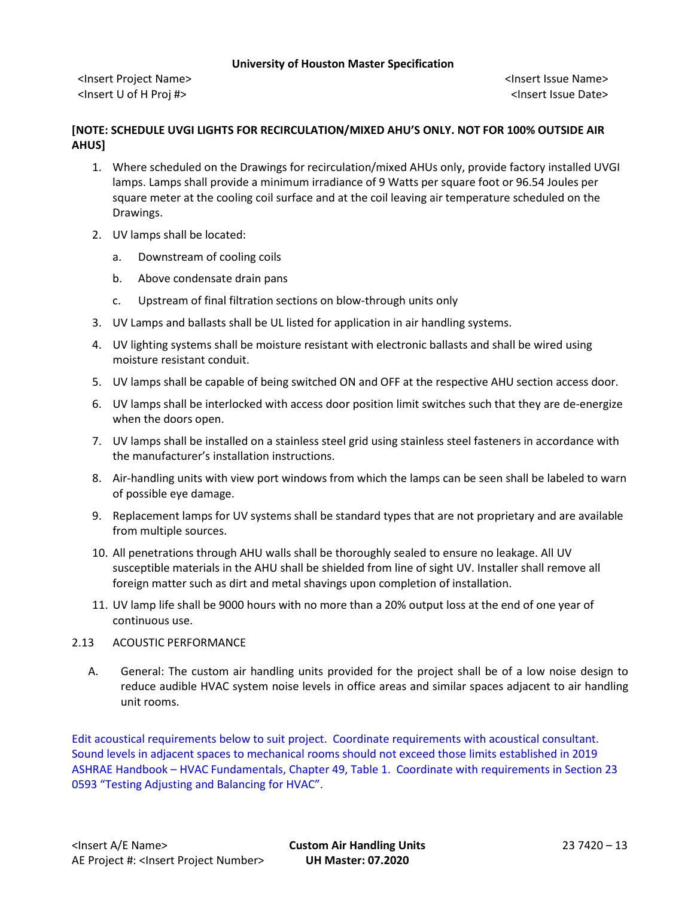**[NOTE: SCHEDULE UVGI LIGHTS FOR RECIRCULATION/MIXED AHU'S ONLY. NOT FOR 100% OUTSIDE AIR AHUS]**

1. Where scheduled on the Drawings for recirculation/mixed AHUs only, provide factory installed UVGI lamps. Lamps shall provide a minimum irradiance of 9 Watts per square foot or 96.54 Joules per square meter at the cooling coil surface and at the coil leaving air temperature scheduled on the Drawings.
2. UV lamps shall be located:
   a. Downstream of cooling coils
   b. Above condensate drain pans
   c. Upstream of final filtration sections on blow-through units only
3. UV Lamps and ballasts shall be UL listed for application in air handling systems.
4. UV lighting systems shall be moisture resistant with electronic ballasts and shall be wired using moisture resistant conduit.
5. UV lamps shall be capable of being switched ON and OFF at the respective AHU section access door.
6. UV lamps shall be interlocked with access door position limit switches such that they are de-energize when the doors open.
7. UV lamps shall be installed on a stainless steel grid using stainless steel fasteners in accordance with the manufacturer's installation instructions.
8. Air-handling units with view port windows from which the lamps can be seen shall be labeled to warn of possible eye damage.
9. Replacement lamps for UV systems shall be standard types that are not proprietary and are available from multiple sources.
10. All penetrations through AHU walls shall be thoroughly sealed to ensure no leakage. All UV susceptible materials in the AHU shall be shielded from line of sight UV. Installer shall remove all foreign matter such as dirt and metal shavings upon completion of installation.
11. UV lamp life shall be 9000 hours with no more than a 20% output loss at the end of one year of continuous use.

2.13 ACOUSTIC PERFORMANCE

A. General: The custom air handling units provided for the project shall be of a low noise design to reduce audible HVAC system noise levels in office areas and similar spaces adjacent to air handling unit rooms.

Edit acoustical requirements below to suit project. Coordinate requirements with acoustical consultant. Sound levels in adjacent spaces to mechanical rooms should not exceed those limits established in 2019 ASHRAE Handbook – HVAC Fundamentals, Chapter 49, Table 1. Coordinate with requirements in Section 23 0593 "Testing Adjusting and Balancing for HVAC".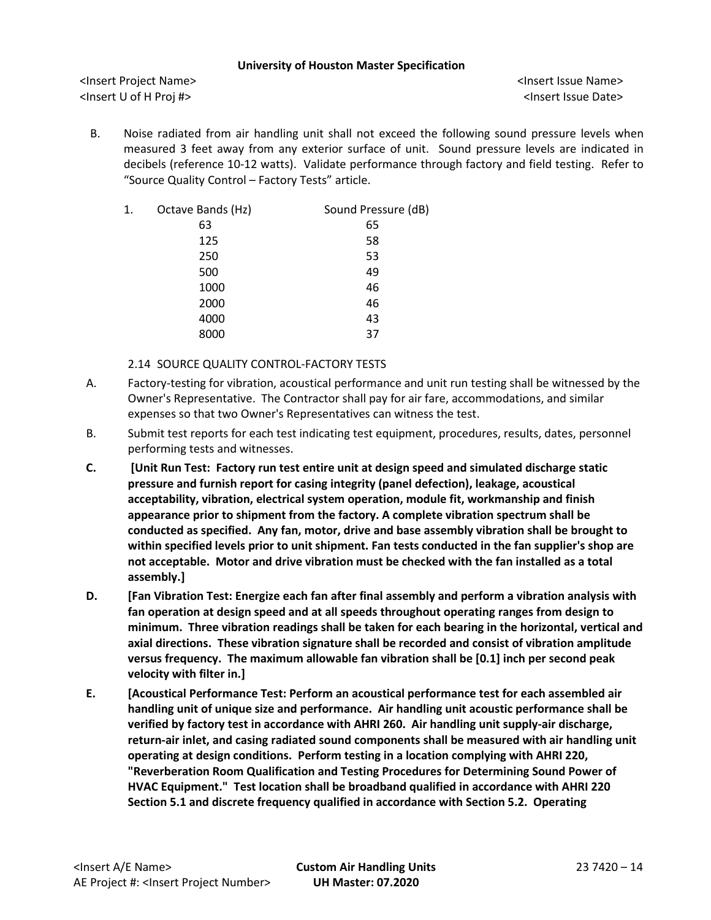B. Noise radiated from air handling unit shall not exceed the following sound pressure levels when measured 3 feet away from any exterior surface of unit. Sound pressure levels are indicated in decibels (reference 10-12 watts). Validate performance through factory and field testing. Refer to "Source Quality Control – Factory Tests" article.

1.

| Octave Bands (Hz) | Sound Pressure (dB) |
|---|---|
| 63 | 65 |
| 125 | 58 |
| 250 | 53 |
| 500 | 49 |
| 1000 | 46 |
| 2000 | 46 |
| 4000 | 43 |
| 8000 | 37 |

2.14 SOURCE QUALITY CONTROL-FACTORY TESTS

A. Factory-testing for vibration, acoustical performance and unit run testing shall be witnessed by the Owner's Representative. The Contractor shall pay for air fare, accommodations, and similar expenses so that two Owner's Representatives can witness the test.

B. Submit test reports for each test indicating test equipment, procedures, results, dates, personnel performing tests and witnesses.

**C. [Unit Run Test: Factory run test entire unit at design speed and simulated discharge static pressure and furnish report for casing integrity (panel defection), leakage, acoustical acceptability, vibration, electrical system operation, module fit, workmanship and finish appearance prior to shipment from the factory. A complete vibration spectrum shall be conducted as specified. Any fan, motor, drive and base assembly vibration shall be brought to within specified levels prior to unit shipment. Fan tests conducted in the fan supplier's shop are not acceptable. Motor and drive vibration must be checked with the fan installed as a total assembly.]**

**D. [Fan Vibration Test: Energize each fan after final assembly and perform a vibration analysis with fan operation at design speed and at all speeds throughout operating ranges from design to minimum. Three vibration readings shall be taken for each bearing in the horizontal, vertical and axial directions. These vibration signature shall be recorded and consist of vibration amplitude versus frequency. The maximum allowable fan vibration shall be [0.1] inch per second peak velocity with filter in.]**

**E. [Acoustical Performance Test: Perform an acoustical performance test for each assembled air handling unit of unique size and performance. Air handling unit acoustic performance shall be verified by factory test in accordance with AHRI 260. Air handling unit supply-air discharge, return-air inlet, and casing radiated sound components shall be measured with air handling unit operating at design conditions. Perform testing in a location complying with AHRI 220, "Reverberation Room Qualification and Testing Procedures for Determining Sound Power of HVAC Equipment." Test location shall be broadband qualified in accordance with AHRI 220 Section 5.1 and discrete frequency qualified in accordance with Section 5.2. Operating**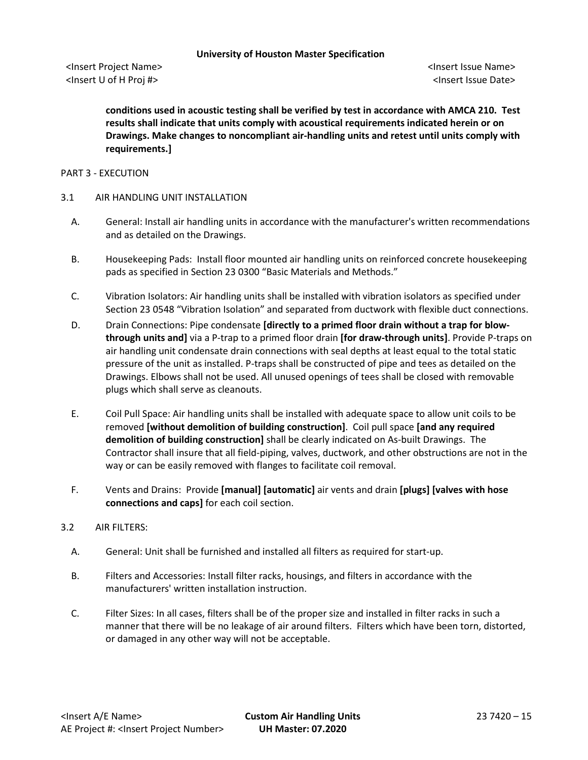**conditions used in acoustic testing shall be verified by test in accordance with AMCA 210. Test results shall indicate that units comply with acoustical requirements indicated herein or on Drawings. Make changes to noncompliant air-handling units and retest until units comply with requirements.]**

PART 3 - EXECUTION

3.1 AIR HANDLING UNIT INSTALLATION

A. General: Install air handling units in accordance with the manufacturer's written recommendations and as detailed on the Drawings.

B. Housekeeping Pads: Install floor mounted air handling units on reinforced concrete housekeeping pads as specified in Section 23 0300 "Basic Materials and Methods."

C. Vibration Isolators: Air handling units shall be installed with vibration isolators as specified under Section 23 0548 "Vibration Isolation" and separated from ductwork with flexible duct connections.

D. Drain Connections: Pipe condensate **[directly to a primed floor drain without a trap for blow-through units and]** via a P-trap to a primed floor drain **[for draw-through units]**. Provide P-traps on air handling unit condensate drain connections with seal depths at least equal to the total static pressure of the unit as installed. P-traps shall be constructed of pipe and tees as detailed on the Drawings. Elbows shall not be used. All unused openings of tees shall be closed with removable plugs which shall serve as cleanouts.

E. Coil Pull Space: Air handling units shall be installed with adequate space to allow unit coils to be removed **[without demolition of building construction]**. Coil pull space **[and any required demolition of building construction]** shall be clearly indicated on As-built Drawings. The Contractor shall insure that all field-piping, valves, ductwork, and other obstructions are not in the way or can be easily removed with flanges to facilitate coil removal.

F. Vents and Drains: Provide **[manual] [automatic]** air vents and drain **[plugs] [valves with hose connections and caps]** for each coil section.

3.2 AIR FILTERS:

A. General: Unit shall be furnished and installed all filters as required for start-up.

B. Filters and Accessories: Install filter racks, housings, and filters in accordance with the manufacturers' written installation instruction.

C. Filter Sizes: In all cases, filters shall be of the proper size and installed in filter racks in such a manner that there will be no leakage of air around filters. Filters which have been torn, distorted, or damaged in any other way will not be acceptable.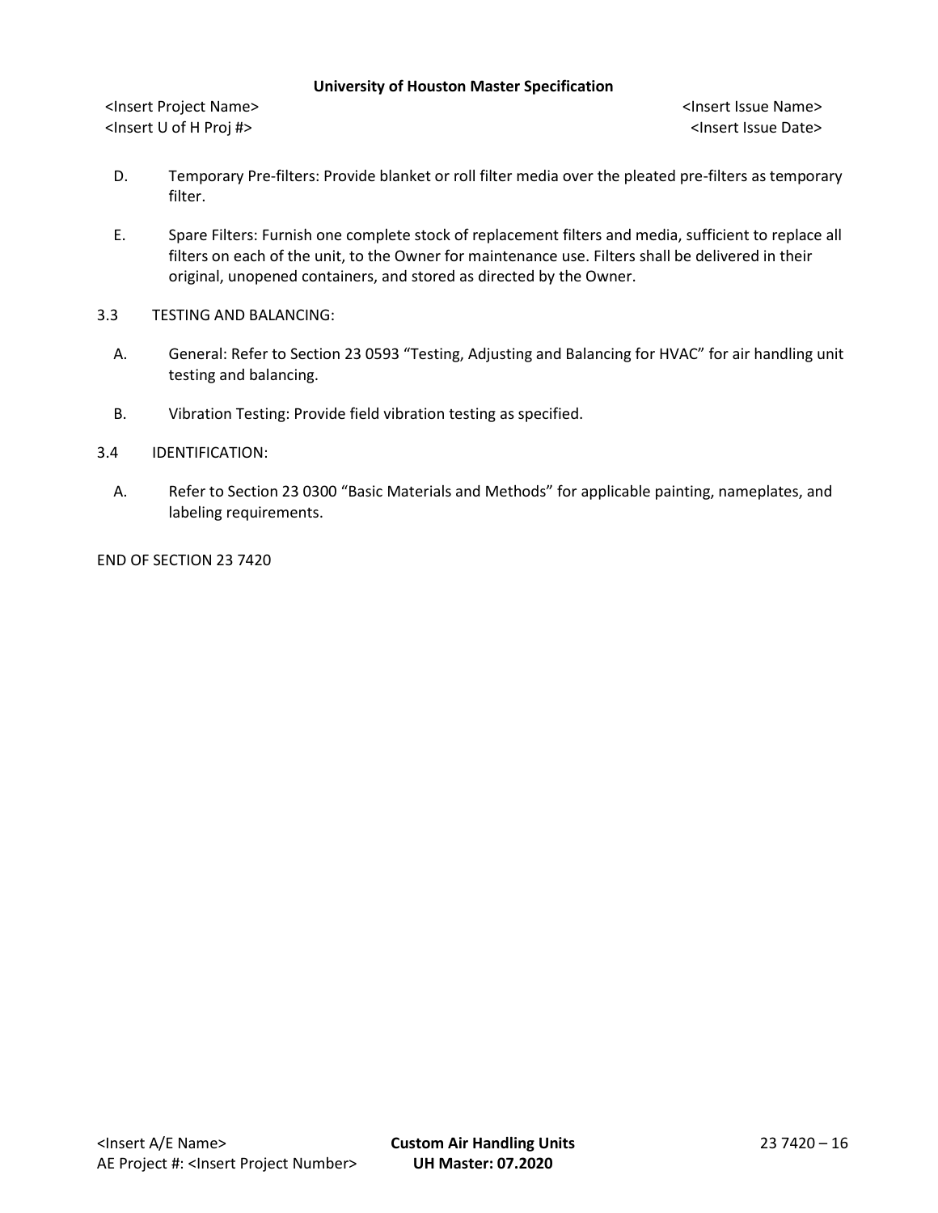D. Temporary Pre-filters: Provide blanket or roll filter media over the pleated pre-filters as temporary filter.

E. Spare Filters: Furnish one complete stock of replacement filters and media, sufficient to replace all filters on each of the unit, to the Owner for maintenance use. Filters shall be delivered in their original, unopened containers, and stored as directed by the Owner.

## 3.3 TESTING AND BALANCING:

A. General: Refer to Section 23 0593 “Testing, Adjusting and Balancing for HVAC” for air handling unit testing and balancing.

B. Vibration Testing: Provide field vibration testing as specified.

## 3.4 IDENTIFICATION:

A. Refer to Section 23 0300 “Basic Materials and Methods” for applicable painting, nameplates, and labeling requirements.

END OF SECTION 23 7420